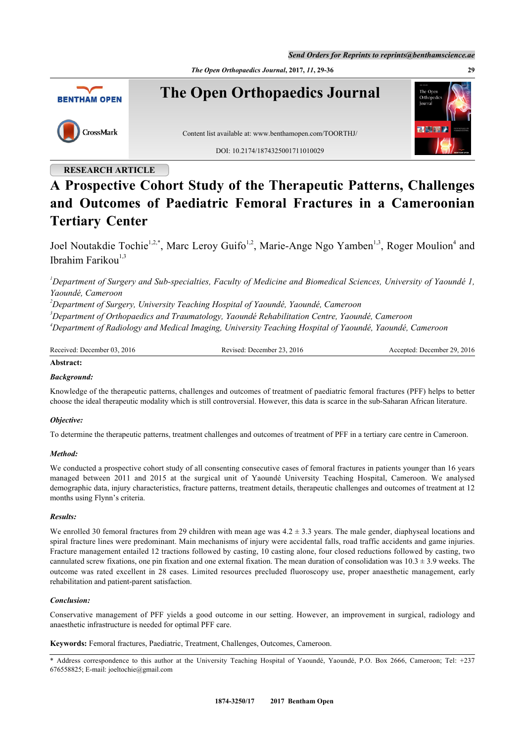RESEARCH ARTICLE

# A Prospective Cohort Study of the Therapeutic Patterns, Challenges and Outcomes of Paediatric Femoral Fractures in a Cameroonian Tertiary Center

Joel Noutakdie Tochie[1,2,*], Marc Leroy Guifo[1,2], Marie-Ange Ngo Yamben[1,3], Roger Moulion[4] and Ibrahim Farikou[1,3]

*[1]Department of Surgery and Sub-specialties, Faculty of Medicine and Biomedical Sciences, University of Yaoundé 1, Yaoundé, Cameroon*
*[2]Department of Surgery, University Teaching Hospital of Yaoundé, Yaoundé, Cameroon*
*[3]Department of Orthopaedics and Traumatology, Yaoundé Rehabilitation Centre, Yaoundé, Cameroon*
*[4]Department of Radiology and Medical Imaging, University Teaching Hospital of Yaoundé, Yaoundé, Cameroon*

Received: December 03, 2016 | Revised: December 23, 2016 | Accepted: December 29, 2016

**Abstract:**

***Background:***

Knowledge of the therapeutic patterns, challenges and outcomes of treatment of paediatric femoral fractures (PFF) helps to better choose the ideal therapeutic modality which is still controversial. However, this data is scarce in the sub-Saharan African literature.

***Objective:***

To determine the therapeutic patterns, treatment challenges and outcomes of treatment of PFF in a tertiary care centre in Cameroon.

***Method:***

We conducted a prospective cohort study of all consenting consecutive cases of femoral fractures in patients younger than 16 years managed between 2011 and 2015 at the surgical unit of Yaoundé University Teaching Hospital, Cameroon. We analysed demographic data, injury characteristics, fracture patterns, treatment details, therapeutic challenges and outcomes of treatment at 12 months using Flynn's criteria.

***Results:***

We enrolled 30 femoral fractures from 29 children with mean age was $4.2 \pm 3.3$ years. The male gender, diaphyseal locations and spiral fracture lines were predominant. Main mechanisms of injury were accidental falls, road traffic accidents and game injuries. Fracture management entailed 12 tractions followed by casting, 10 casting alone, four closed reductions followed by casting, two cannulated screw fixations, one pin fixation and one external fixation. The mean duration of consolidation was $10.3 \pm 3.9$ weeks. The outcome was rated excellent in 28 cases. Limited resources precluded fluoroscopy use, proper anaesthetic management, early rehabilitation and patient-parent satisfaction.

***Conclusion:***

Conservative management of PFF yields a good outcome in our setting. However, an improvement in surgical, radiology and anaesthetic infrastructure is needed for optimal PFF care.

**Keywords:** Femoral fractures, Paediatric, Treatment, Challenges, Outcomes, Cameroon.

* Address correspondence to this author at the University Teaching Hospital of Yaoundé, Yaoundé, P.O. Box 2666, Cameroon; Tel: +237 676558825; E-mail: joeltochie@gmail.com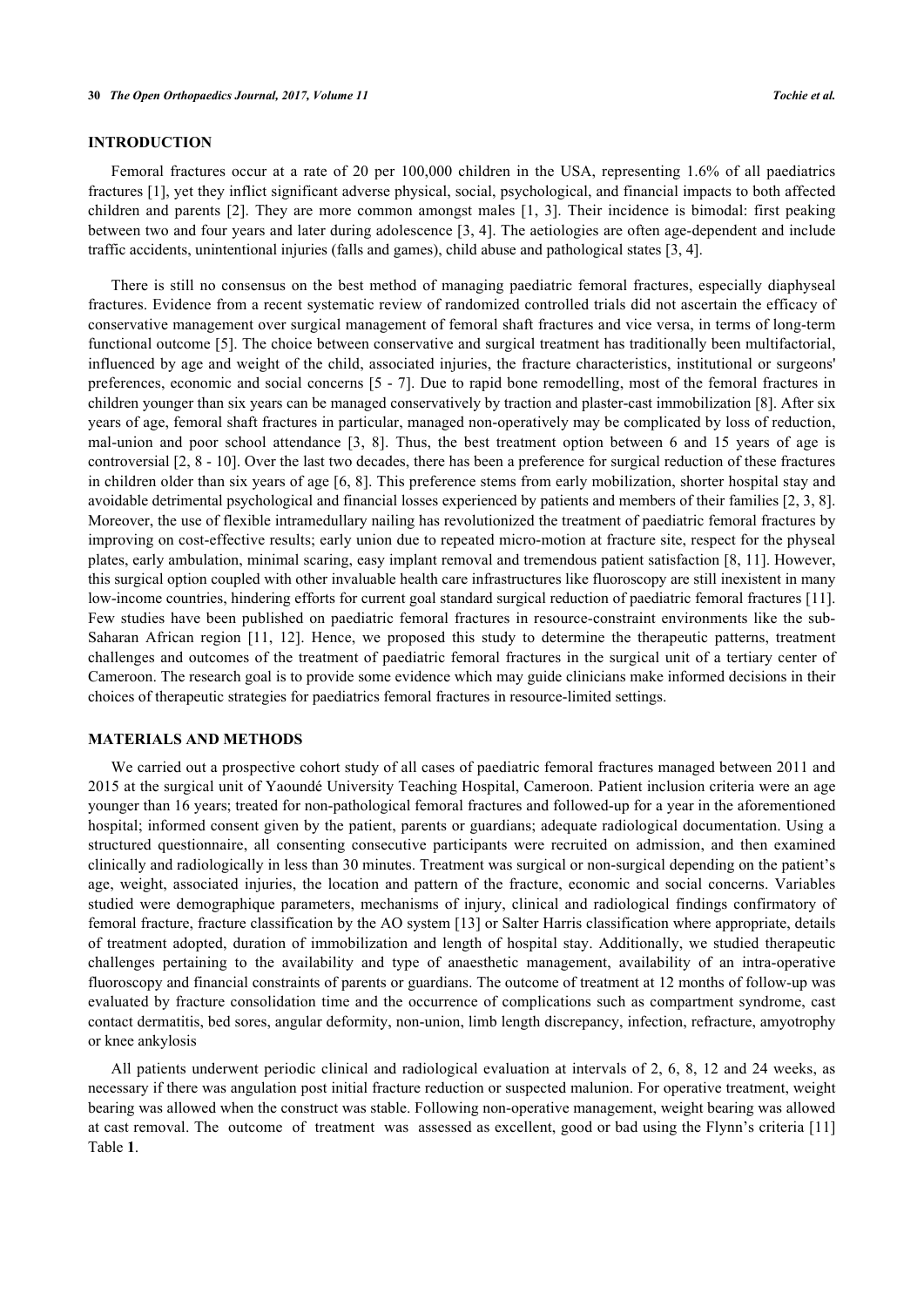## INTRODUCTION

Femoral fractures occur at a rate of 20 per 100,000 children in the USA, representing 1.6% of all paediatrics fractures [1], yet they inflict significant adverse physical, social, psychological, and financial impacts to both affected children and parents [2]. They are more common amongst males [1, 3]. Their incidence is bimodal: first peaking between two and four years and later during adolescence [3, 4]. The aetiologies are often age-dependent and include traffic accidents, unintentional injuries (falls and games), child abuse and pathological states [3, 4].

There is still no consensus on the best method of managing paediatric femoral fractures, especially diaphyseal fractures. Evidence from a recent systematic review of randomized controlled trials did not ascertain the efficacy of conservative management over surgical management of femoral shaft fractures and vice versa, in terms of long-term functional outcome [5]. The choice between conservative and surgical treatment has traditionally been multifactorial, influenced by age and weight of the child, associated injuries, the fracture characteristics, institutional or surgeons' preferences, economic and social concerns [5 - 7]. Due to rapid bone remodelling, most of the femoral fractures in children younger than six years can be managed conservatively by traction and plaster-cast immobilization [8]. After six years of age, femoral shaft fractures in particular, managed non-operatively may be complicated by loss of reduction, mal-union and poor school attendance [3, 8]. Thus, the best treatment option between 6 and 15 years of age is controversial [2, 8 - 10]. Over the last two decades, there has been a preference for surgical reduction of these fractures in children older than six years of age [6, 8]. This preference stems from early mobilization, shorter hospital stay and avoidable detrimental psychological and financial losses experienced by patients and members of their families [2, 3, 8]. Moreover, the use of flexible intramedullary nailing has revolutionized the treatment of paediatric femoral fractures by improving on cost-effective results; early union due to repeated micro-motion at fracture site, respect for the physeal plates, early ambulation, minimal scaring, easy implant removal and tremendous patient satisfaction [8, 11]. However, this surgical option coupled with other invaluable health care infrastructures like fluoroscopy are still inexistent in many low-income countries, hindering efforts for current goal standard surgical reduction of paediatric femoral fractures [11]. Few studies have been published on paediatric femoral fractures in resource-constraint environments like the sub-Saharan African region [11, 12]. Hence, we proposed this study to determine the therapeutic patterns, treatment challenges and outcomes of the treatment of paediatric femoral fractures in the surgical unit of a tertiary center of Cameroon. The research goal is to provide some evidence which may guide clinicians make informed decisions in their choices of therapeutic strategies for paediatrics femoral fractures in resource-limited settings.

## MATERIALS AND METHODS

We carried out a prospective cohort study of all cases of paediatric femoral fractures managed between 2011 and 2015 at the surgical unit of Yaoundé University Teaching Hospital, Cameroon. Patient inclusion criteria were an age younger than 16 years; treated for non-pathological femoral fractures and followed-up for a year in the aforementioned hospital; informed consent given by the patient, parents or guardians; adequate radiological documentation. Using a structured questionnaire, all consenting consecutive participants were recruited on admission, and then examined clinically and radiologically in less than 30 minutes. Treatment was surgical or non-surgical depending on the patient's age, weight, associated injuries, the location and pattern of the fracture, economic and social concerns. Variables studied were demographique parameters, mechanisms of injury, clinical and radiological findings confirmatory of femoral fracture, fracture classification by the AO system [13] or Salter Harris classification where appropriate, details of treatment adopted, duration of immobilization and length of hospital stay. Additionally, we studied therapeutic challenges pertaining to the availability and type of anaesthetic management, availability of an intra-operative fluoroscopy and financial constraints of parents or guardians. The outcome of treatment at 12 months of follow-up was evaluated by fracture consolidation time and the occurrence of complications such as compartment syndrome, cast contact dermatitis, bed sores, angular deformity, non-union, limb length discrepancy, infection, refracture, amyotrophy or knee ankylosis

All patients underwent periodic clinical and radiological evaluation at intervals of 2, 6, 8, 12 and 24 weeks, as necessary if there was angulation post initial fracture reduction or suspected malunion. For operative treatment, weight bearing was allowed when the construct was stable. Following non-operative management, weight bearing was allowed at cast removal. The outcome of treatment was assessed as excellent, good or bad using the Flynn's criteria [11] Table **1**.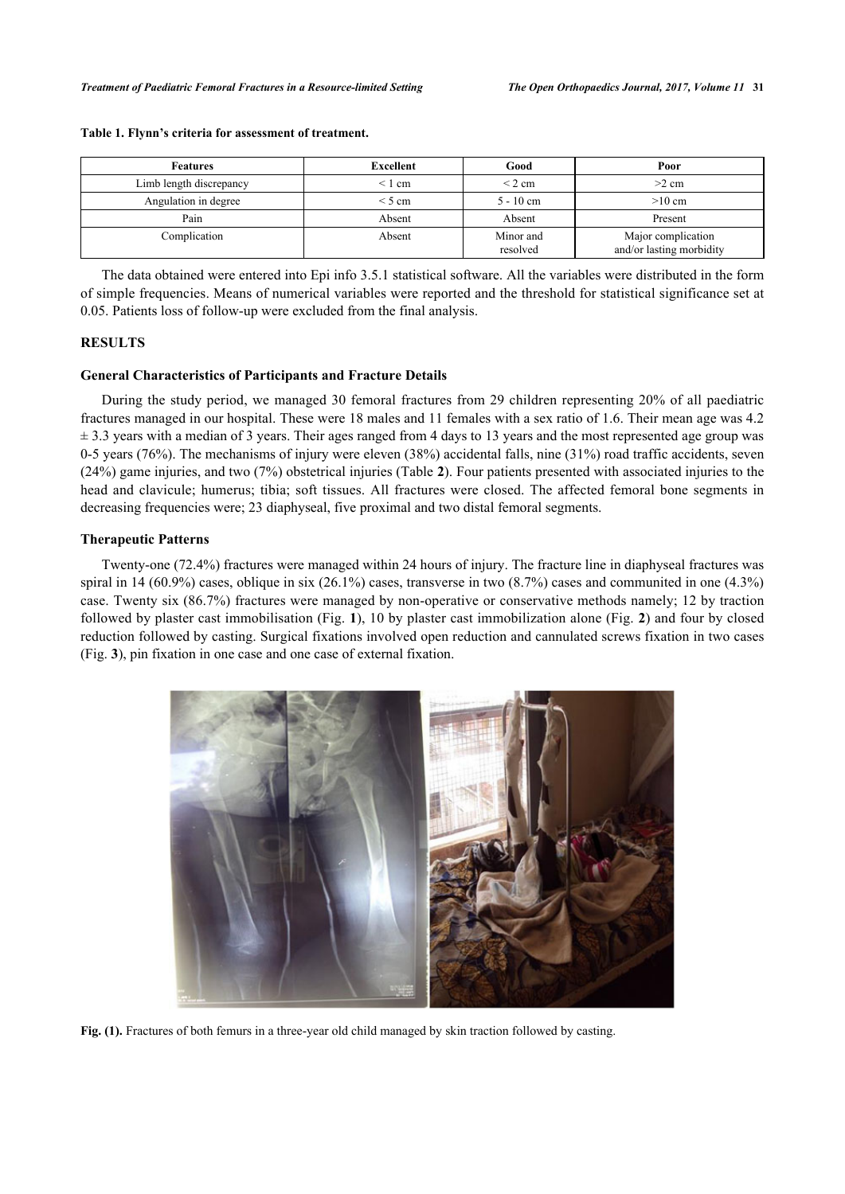**Table 1. Flynn's criteria for assessment of treatment.**

| Features | Excellent | Good | Poor |
|---|---|---|---|
| Limb length discrepancy | < 1 cm | < 2 cm | >2 cm |
| Angulation in degree | < 5 cm | 5 - 10 cm | >10 cm |
| Pain | Absent | Absent | Present |
| Complication | Absent | Minor and resolved | Major complication and/or lasting morbidity |

The data obtained were entered into Epi info 3.5.1 statistical software. All the variables were distributed in the form of simple frequencies. Means of numerical variables were reported and the threshold for statistical significance set at 0.05. Patients loss of follow-up were excluded from the final analysis.

## RESULTS

### General Characteristics of Participants and Fracture Details

During the study period, we managed 30 femoral fractures from 29 children representing 20% of all paediatric fractures managed in our hospital. These were 18 males and 11 females with a sex ratio of 1.6. Their mean age was 4.2 ± 3.3 years with a median of 3 years. Their ages ranged from 4 days to 13 years and the most represented age group was 0-5 years (76%). The mechanisms of injury were eleven (38%) accidental falls, nine (31%) road traffic accidents, seven (24%) game injuries, and two (7%) obstetrical injuries (Table **2**). Four patients presented with associated injuries to the head and clavicule; humerus; tibia; soft tissues. All fractures were closed. The affected femoral bone segments in decreasing frequencies were; 23 diaphyseal, five proximal and two distal femoral segments.

### Therapeutic Patterns

Twenty-one (72.4%) fractures were managed within 24 hours of injury. The fracture line in diaphyseal fractures was spiral in 14 (60.9%) cases, oblique in six (26.1%) cases, transverse in two (8.7%) cases and communited in one (4.3%) case. Twenty six (86.7%) fractures were managed by non-operative or conservative methods namely; 12 by traction followed by plaster cast immobilisation (Fig. **1**), 10 by plaster cast immobilization alone (Fig. **2**) and four by closed reduction followed by casting. Surgical fixations involved open reduction and cannulated screws fixation in two cases (Fig. **3**), pin fixation in one case and one case of external fixation.

**Fig. (1).** Fractures of both femurs in a three-year old child managed by skin traction followed by casting.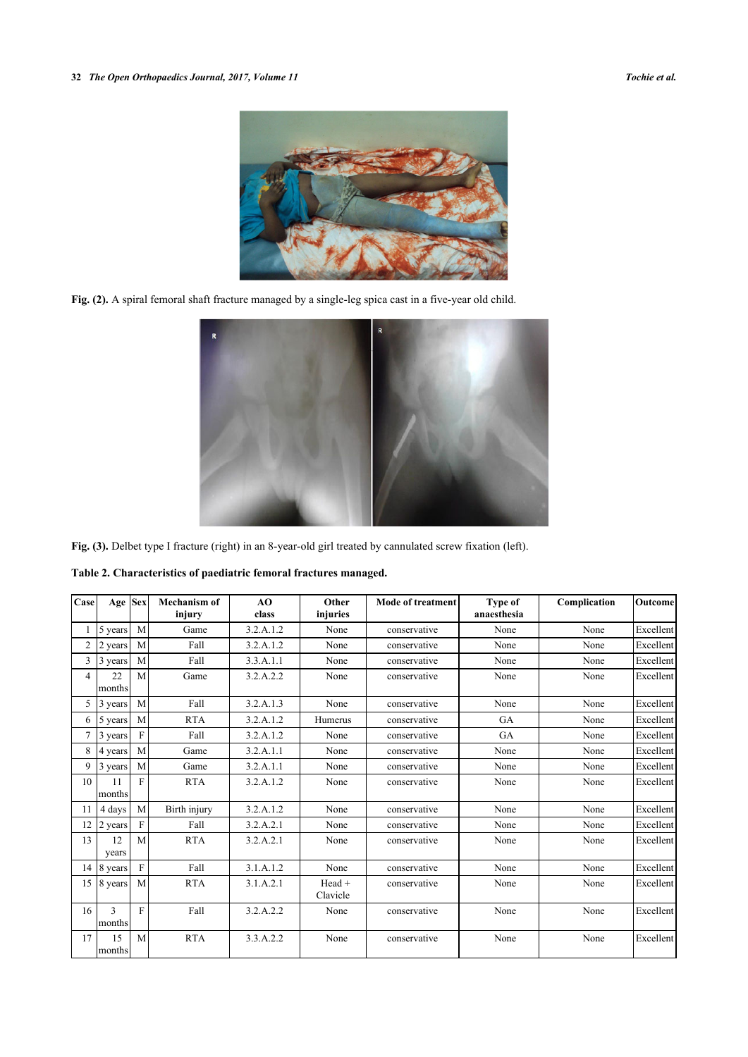**Fig. (2).** A spiral femoral shaft fracture managed by a single-leg spica cast in a five-year old child.

**Fig. (3).** Delbet type I fracture (right) in an 8-year-old girl treated by cannulated screw fixation (left).

**Table 2. Characteristics of paediatric femoral fractures managed.**

| Case | Age | Sex | Mechanism of injury | AO class | Other injuries | Mode of treatment | Type of anaesthesia | Complication | Outcome |
|---|---|---|---|---|---|---|---|---|---|
| 1 | 5 years | M | Game | 3.2.A.1.2 | None | conservative | None | None | Excellent |
| 2 | 2 years | M | Fall | 3.2.A.1.2 | None | conservative | None | None | Excellent |
| 3 | 3 years | M | Fall | 3.3.A.1.1 | None | conservative | None | None | Excellent |
| 4 | 22 months | M | Game | 3.2.A.2.2 | None | conservative | None | None | Excellent |
| 5 | 3 years | M | Fall | 3.2.A.1.3 | None | conservative | None | None | Excellent |
| 6 | 5 years | M | RTA | 3.2.A.1.2 | Humerus | conservative | GA | None | Excellent |
| 7 | 3 years | F | Fall | 3.2.A.1.2 | None | conservative | GA | None | Excellent |
| 8 | 4 years | M | Game | 3.2.A.1.1 | None | conservative | None | None | Excellent |
| 9 | 3 years | M | Game | 3.2.A.1.1 | None | conservative | None | None | Excellent |
| 10 | 11 months | F | RTA | 3.2.A.1.2 | None | conservative | None | None | Excellent |
| 11 | 4 days | M | Birth injury | 3.2.A.1.2 | None | conservative | None | None | Excellent |
| 12 | 2 years | F | Fall | 3.2.A.2.1 | None | conservative | None | None | Excellent |
| 13 | 12 years | M | RTA | 3.2.A.2.1 | None | conservative | None | None | Excellent |
| 14 | 8 years | F | Fall | 3.1.A.1.2 | None | conservative | None | None | Excellent |
| 15 | 8 years | M | RTA | 3.1.A.2.1 | Head + Clavicle | conservative | None | None | Excellent |
| 16 | 3 months | F | Fall | 3.2.A.2.2 | None | conservative | None | None | Excellent |
| 17 | 15 months | M | RTA | 3.3.A.2.2 | None | conservative | None | None | Excellent |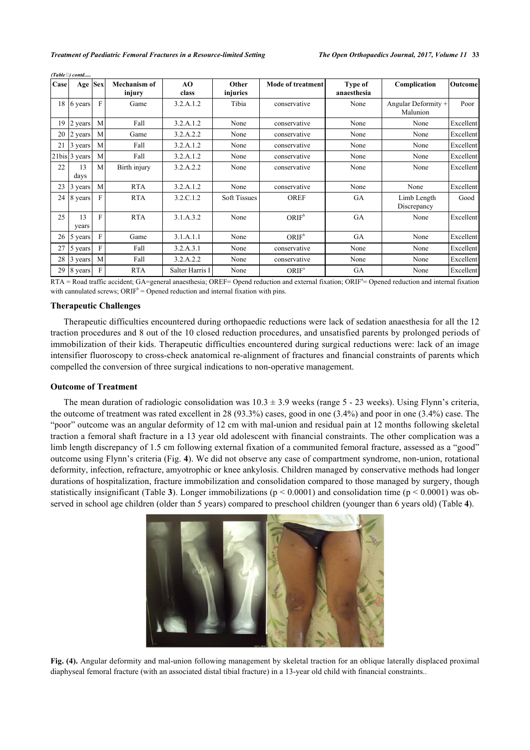*(Table ) contd.....*

| Case | Age | Sex | Mechanism of injury | AO class | Other injuries | Mode of treatment | Type of anaesthesia | Complication | Outcome |
|---|---|---|---|---|---|---|---|---|---|
| 18 | 6 years | F | Game | 3.2.A.1.2 | Tibia | conservative | None | Angular Deformity + Malunion | Poor |
| 19 | 2 years | M | Fall | 3.2.A.1.2 | None | conservative | None | None | Excellent |
| 20 | 2 years | M | Game | 3.2.A.2.2 | None | conservative | None | None | Excellent |
| 21 | 3 years | M | Fall | 3.2.A.1.2 | None | conservative | None | None | Excellent |
| 21bis | 3 years | M | Fall | 3.2.A.1.2 | None | conservative | None | None | Excellent |
| 22 | 13 days | M | Birth injury | 3.2.A.2.2 | None | conservative | None | None | Excellent |
| 23 | 3 years | M | RTA | 3.2.A.1.2 | None | conservative | None | None | Excellent |
| 24 | 8 years | F | RTA | 3.2.C.1.2 | Soft Tissues | OREF | GA | Limb Length Discrepancy | Good |
| 25 | 13 years | F | RTA | 3.1.A.3.2 | None | ORIF[b] | GA | None | Excellent |
| 26 | 5 years | F | Game | 3.1.A.1.1 | None | ORIF[b] | GA | None | Excellent |
| 27 | 5 years | F | Fall | 3.2.A.3.1 | None | conservative | None | None | Excellent |
| 28 | 3 years | M | Fall | 3.2.A.2.2 | None | conservative | None | None | Excellent |
| 29 | 8 years | F | RTA | Salter Harris I | None | ORIF[a] | GA | None | Excellent |

RTA = Road traffic accident; GA=general anaesthesia; OREF= Opend reduction and external fixation; ORIF[a]= Opened reduction and internal fixation with cannulated screws; ORIF[b] = Opened reduction and internal fixation with pins.

### Therapeutic Challenges

Therapeutic difficulties encountered during orthopaedic reductions were lack of sedation anaesthesia for all the 12 traction procedures and 8 out of the 10 closed reduction procedures, and unsatisfied parents by prolonged periods of immobilization of their kids. Therapeutic difficulties encountered during surgical reductions were: lack of an image intensifier fluoroscopy to cross-check anatomical re-alignment of fractures and financial constraints of parents which compelled the conversion of three surgical indications to non-operative management.

### Outcome of Treatment

The mean duration of radiologic consolidation was $10.3 \pm 3.9$ weeks (range 5 - 23 weeks). Using Flynn's criteria, the outcome of treatment was rated excellent in 28 (93.3%) cases, good in one (3.4%) and poor in one (3.4%) case. The "poor" outcome was an angular deformity of 12 cm with mal-union and residual pain at 12 months following skeletal traction a femoral shaft fracture in a 13 year old adolescent with financial constraints. The other complication was a limb length discrepancy of 1.5 cm following external fixation of a communited femoral fracture, assessed as a "good" outcome using Flynn's criteria (Fig. **4**). We did not observe any case of compartment syndrome, non-union, rotational deformity, infection, refracture, amyotrophic or knee ankylosis. Children managed by conservative methods had longer durations of hospitalization, fracture immobilization and consolidation compared to those managed by surgery, though statistically insignificant (Table **3**). Longer immobilizations ($p < 0.0001$) and consolidation time ($p < 0.0001$) was observed in school age children (older than 5 years) compared to preschool children (younger than 6 years old) (Table **4**).

**Fig. (4).** Angular deformity and mal-union following management by skeletal traction for an oblique laterally displaced proximal diaphyseal femoral fracture (with an associated distal tibial fracture) in a 13-year old child with financial constraints..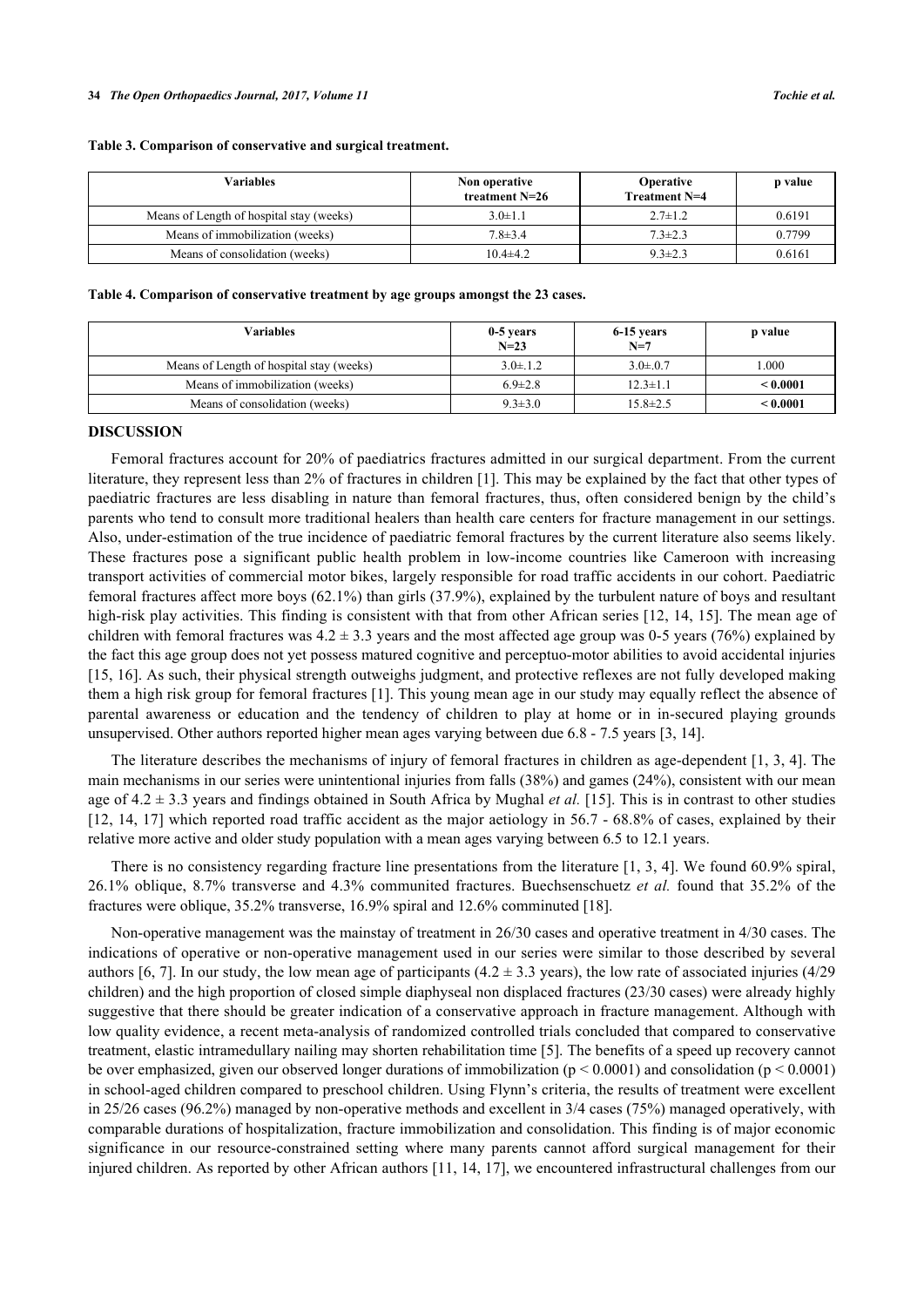**Table 3. Comparison of conservative and surgical treatment.**

| Variables | Non operative treatment N=26 | Operative Treatment N=4 | p value |
|---|---|---|---|
| Means of Length of hospital stay (weeks) | 3.0±1.1 | 2.7±1.2 | 0.6191 |
| Means of immobilization (weeks) | 7.8±3.4 | 7.3±2.3 | 0.7799 |
| Means of consolidation (weeks) | 10.4±4.2 | 9.3±2.3 | 0.6161 |

**Table 4. Comparison of conservative treatment by age groups amongst the 23 cases.**

| Variables | 0-5 years N=23 | 6-15 years N=7 | p value |
|---|---|---|---|
| Means of Length of hospital stay (weeks) | 3.0±.1.2 | 3.0±.0.7 | 1.000 |
| Means of immobilization (weeks) | 6.9±2.8 | 12.3±1.1 | **< 0.0001** |
| Means of consolidation (weeks) | 9.3±3.0 | 15.8±2.5 | **< 0.0001** |

## DISCUSSION

Femoral fractures account for 20% of paediatrics fractures admitted in our surgical department. From the current literature, they represent less than 2% of fractures in children [1]. This may be explained by the fact that other types of paediatric fractures are less disabling in nature than femoral fractures, thus, often considered benign by the child's parents who tend to consult more traditional healers than health care centers for fracture management in our settings. Also, under-estimation of the true incidence of paediatric femoral fractures by the current literature also seems likely. These fractures pose a significant public health problem in low-income countries like Cameroon with increasing transport activities of commercial motor bikes, largely responsible for road traffic accidents in our cohort. Paediatric femoral fractures affect more boys (62.1%) than girls (37.9%), explained by the turbulent nature of boys and resultant high-risk play activities. This finding is consistent with that from other African series [12, 14, 15]. The mean age of children with femoral fractures was $4.2 \pm 3.3$ years and the most affected age group was 0-5 years (76%) explained by the fact this age group does not yet possess matured cognitive and perceptuo-motor abilities to avoid accidental injuries [15, 16]. As such, their physical strength outweighs judgment, and protective reflexes are not fully developed making them a high risk group for femoral fractures [1]. This young mean age in our study may equally reflect the absence of parental awareness or education and the tendency of children to play at home or in in-secured playing grounds unsupervised. Other authors reported higher mean ages varying between due 6.8 - 7.5 years [3, 14].

The literature describes the mechanisms of injury of femoral fractures in children as age-dependent [1, 3, 4]. The main mechanisms in our series were unintentional injuries from falls (38%) and games (24%), consistent with our mean age of $4.2 \pm 3.3$ years and findings obtained in South Africa by Mughal *et al.* [15]. This is in contrast to other studies [12, 14, 17] which reported road traffic accident as the major aetiology in 56.7 - 68.8% of cases, explained by their relative more active and older study population with a mean ages varying between 6.5 to 12.1 years.

There is no consistency regarding fracture line presentations from the literature [1, 3, 4]. We found 60.9% spiral, 26.1% oblique, 8.7% transverse and 4.3% communited fractures. Buechsenschuetz *et al.* found that 35.2% of the fractures were oblique, 35.2% transverse, 16.9% spiral and 12.6% comminuted [18].

Non-operative management was the mainstay of treatment in 26/30 cases and operative treatment in 4/30 cases. The indications of operative or non-operative management used in our series were similar to those described by several authors [6, 7]. In our study, the low mean age of participants ($4.2 \pm 3.3$ years), the low rate of associated injuries (4/29 children) and the high proportion of closed simple diaphyseal non displaced fractures (23/30 cases) were already highly suggestive that there should be greater indication of a conservative approach in fracture management. Although with low quality evidence, a recent meta-analysis of randomized controlled trials concluded that compared to conservative treatment, elastic intramedullary nailing may shorten rehabilitation time [5]. The benefits of a speed up recovery cannot be over emphasized, given our observed longer durations of immobilization ($p < 0.0001$) and consolidation ($p < 0.0001$) in school-aged children compared to preschool children. Using Flynn's criteria, the results of treatment were excellent in 25/26 cases (96.2%) managed by non-operative methods and excellent in 3/4 cases (75%) managed operatively, with comparable durations of hospitalization, fracture immobilization and consolidation. This finding is of major economic significance in our resource-constrained setting where many parents cannot afford surgical management for their injured children. As reported by other African authors [11, 14, 17], we encountered infrastructural challenges from our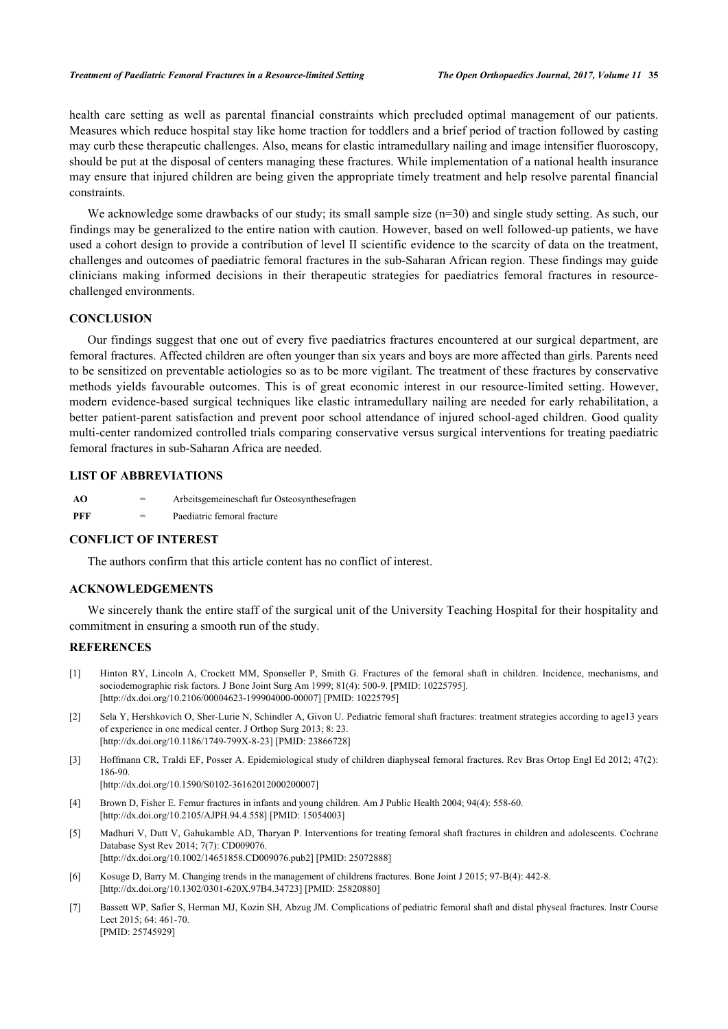health care setting as well as parental financial constraints which precluded optimal management of our patients. Measures which reduce hospital stay like home traction for toddlers and a brief period of traction followed by casting may curb these therapeutic challenges. Also, means for elastic intramedullary nailing and image intensifier fluoroscopy, should be put at the disposal of centers managing these fractures. While implementation of a national health insurance may ensure that injured children are being given the appropriate timely treatment and help resolve parental financial constraints.

We acknowledge some drawbacks of our study; its small sample size (n=30) and single study setting. As such, our findings may be generalized to the entire nation with caution. However, based on well followed-up patients, we have used a cohort design to provide a contribution of level II scientific evidence to the scarcity of data on the treatment, challenges and outcomes of paediatric femoral fractures in the sub-Saharan African region. These findings may guide clinicians making informed decisions in their therapeutic strategies for paediatrics femoral fractures in resource-challenged environments.

## CONCLUSION

Our findings suggest that one out of every five paediatrics fractures encountered at our surgical department, are femoral fractures. Affected children are often younger than six years and boys are more affected than girls. Parents need to be sensitized on preventable aetiologies so as to be more vigilant. The treatment of these fractures by conservative methods yields favourable outcomes. This is of great economic interest in our resource-limited setting. However, modern evidence-based surgical techniques like elastic intramedullary nailing are needed for early rehabilitation, a better patient-parent satisfaction and prevent poor school attendance of injured school-aged children. Good quality multi-center randomized controlled trials comparing conservative versus surgical interventions for treating paediatric femoral fractures in sub-Saharan Africa are needed.

## LIST OF ABBREVIATIONS

| | | |
|---|---|---|
| **AO** | = | Arbeitsgemeineschaft fur Osteosynthesefragen |
| **PFF** | = | Paediatric femoral fracture |

## CONFLICT OF INTEREST

The authors confirm that this article content has no conflict of interest.

## ACKNOWLEDGEMENTS

We sincerely thank the entire staff of the surgical unit of the University Teaching Hospital for their hospitality and commitment in ensuring a smooth run of the study.

## REFERENCES

[1] Hinton RY, Lincoln A, Crockett MM, Sponseller P, Smith G. Fractures of the femoral shaft in children. Incidence, mechanisms, and sociodemographic risk factors. J Bone Joint Surg Am 1999; 81(4): 500-9. [PMID: 10225795]. [http://dx.doi.org/10.2106/00004623-199904000-00007] [PMID: 10225795]

[2] Sela Y, Hershkovich O, Sher-Lurie N, Schindler A, Givon U. Pediatric femoral shaft fractures: treatment strategies according to age13 years of experience in one medical center. J Orthop Surg 2013; 8: 23. [http://dx.doi.org/10.1186/1749-799X-8-23] [PMID: 23866728]

[3] Hoffmann CR, Traldi EF, Posser A. Epidemiological study of children diaphyseal femoral fractures. Rev Bras Ortop Engl Ed 2012; 47(2): 186-90. [http://dx.doi.org/10.1590/S0102-36162012000200007]

[4] Brown D, Fisher E. Femur fractures in infants and young children. Am J Public Health 2004; 94(4): 558-60. [http://dx.doi.org/10.2105/AJPH.94.4.558] [PMID: 15054003]

[5] Madhuri V, Dutt V, Gahukamble AD, Tharyan P. Interventions for treating femoral shaft fractures in children and adolescents. Cochrane Database Syst Rev 2014; 7(7): CD009076. [http://dx.doi.org/10.1002/14651858.CD009076.pub2] [PMID: 25072888]

[6] Kosuge D, Barry M. Changing trends in the management of childrens fractures. Bone Joint J 2015; 97-B(4): 442-8. [http://dx.doi.org/10.1302/0301-620X.97B4.34723] [PMID: 25820880]

[7] Bassett WP, Safier S, Herman MJ, Kozin SH, Abzug JM. Complications of pediatric femoral shaft and distal physeal fractures. Instr Course Lect 2015; 64: 461-70. [PMID: 25745929]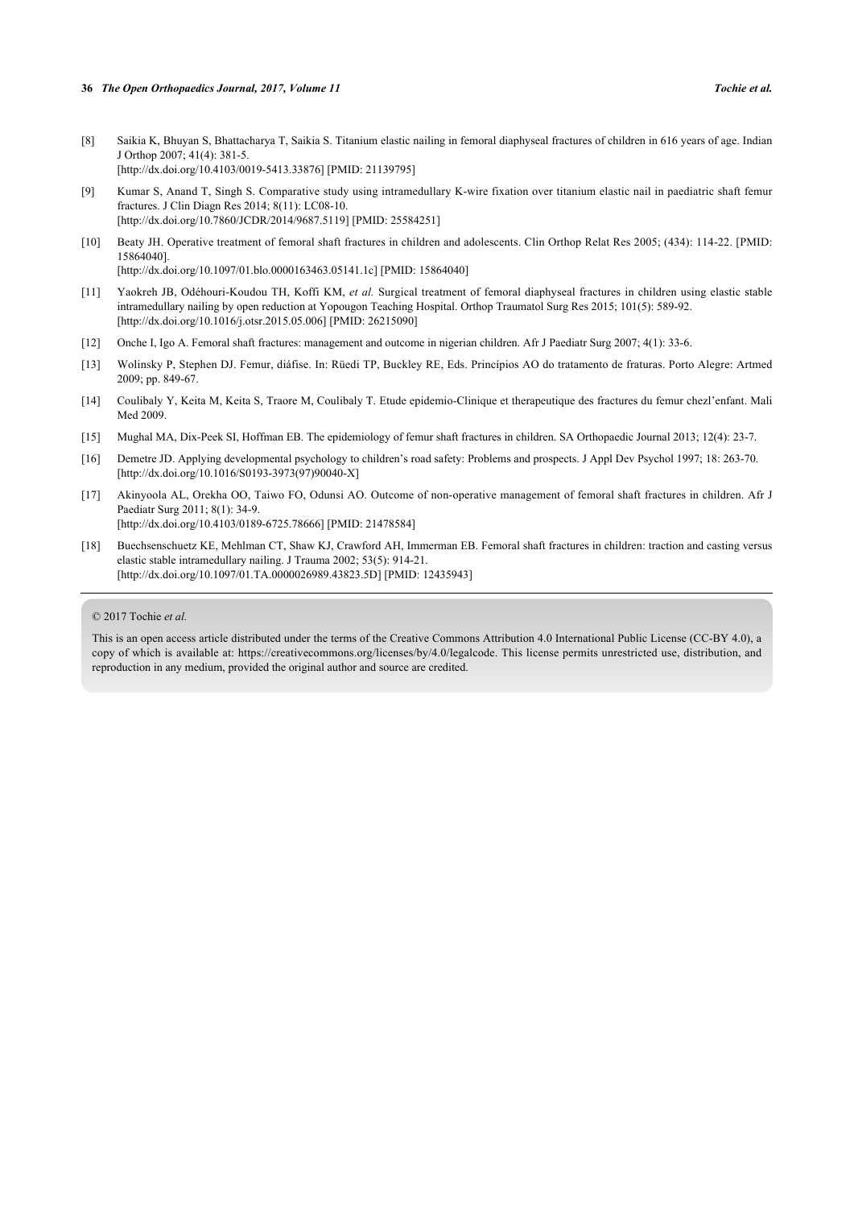[8] Saikia K, Bhuyan S, Bhattacharya T, Saikia S. Titanium elastic nailing in femoral diaphyseal fractures of children in 616 years of age. Indian J Orthop 2007; 41(4): 381-5.
[http://dx.doi.org/10.4103/0019-5413.33876] [PMID: 21139795]

[9] Kumar S, Anand T, Singh S. Comparative study using intramedullary K-wire fixation over titanium elastic nail in paediatric shaft femur fractures. J Clin Diagn Res 2014; 8(11): LC08-10.
[http://dx.doi.org/10.7860/JCDR/2014/9687.5119] [PMID: 25584251]

[10] Beaty JH. Operative treatment of femoral shaft fractures in children and adolescents. Clin Orthop Relat Res 2005; (434): 114-22. [PMID: 15864040].
[http://dx.doi.org/10.1097/01.blo.0000163463.05141.1c] [PMID: 15864040]

[11] Yaokreh JB, Odéhouri-Koudou TH, Koffi KM, *et al.* Surgical treatment of femoral diaphyseal fractures in children using elastic stable intramedullary nailing by open reduction at Yopougon Teaching Hospital. Orthop Traumatol Surg Res 2015; 101(5): 589-92.
[http://dx.doi.org/10.1016/j.otsr.2015.05.006] [PMID: 26215090]

[12] Onche I, Igo A. Femoral shaft fractures: management and outcome in nigerian children. Afr J Paediatr Surg 2007; 4(1): 33-6.

[13] Wolinsky P, Stephen DJ. Femur, diáfise. In: Rüedi TP, Buckley RE, Eds. Princípios AO do tratamento de fraturas. Porto Alegre: Artmed 2009; pp. 849-67.

[14] Coulibaly Y, Keita M, Keita S, Traore M, Coulibaly T. Etude epidemio-Clinique et therapeutique des fractures du femur chezl'enfant. Mali Med 2009.

[15] Mughal MA, Dix-Peek SI, Hoffman EB. The epidemiology of femur shaft fractures in children. SA Orthopaedic Journal 2013; 12(4): 23-7.

[16] Demetre JD. Applying developmental psychology to children's road safety: Problems and prospects. J Appl Dev Psychol 1997; 18: 263-70.
[http://dx.doi.org/10.1016/S0193-3973(97)90040-X]

[17] Akinyoola AL, Orekha OO, Taiwo FO, Odunsi AO. Outcome of non-operative management of femoral shaft fractures in children. Afr J Paediatr Surg 2011; 8(1): 34-9.
[http://dx.doi.org/10.4103/0189-6725.78666] [PMID: 21478584]

[18] Buechsenschuetz KE, Mehlman CT, Shaw KJ, Crawford AH, Immerman EB. Femoral shaft fractures in children: traction and casting versus elastic stable intramedullary nailing. J Trauma 2002; 53(5): 914-21.
[http://dx.doi.org/10.1097/01.TA.0000026989.43823.5D] [PMID: 12435943]

© 2017 Tochie *et al.*

This is an open access article distributed under the terms of the Creative Commons Attribution 4.0 International Public License (CC-BY 4.0), a copy of which is available at: https://creativecommons.org/licenses/by/4.0/legalcode. This license permits unrestricted use, distribution, and reproduction in any medium, provided the original author and source are credited.